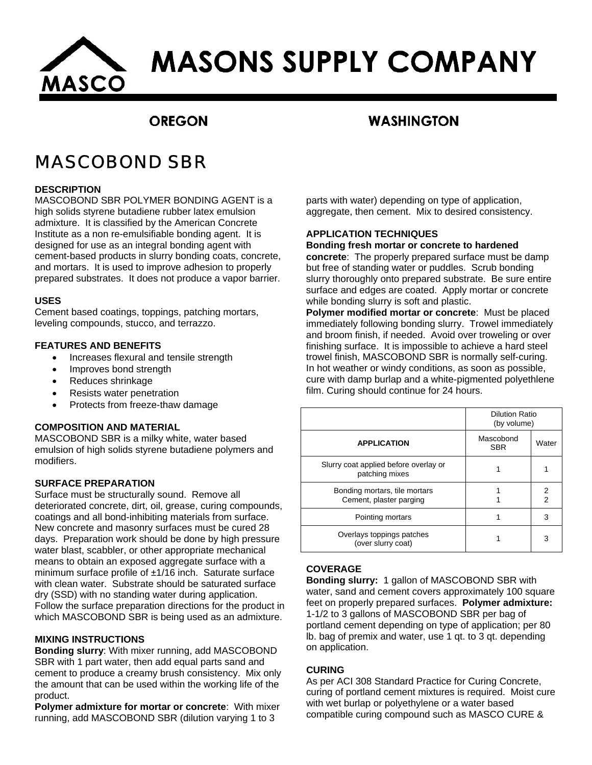# MASONS SUPPLY COMPANY

**OREGON** **WASHINGTON**

# MASCOBOND SBR

### DESCRIPTION

MASCOBOND SBR POLYMER BONDING AGENT is a high solids styrene butadiene rubber latex emulsion admixture. It is classified by the American Concrete Institute as a non re-emulsifiable bonding agent. It is designed for use as an integral bonding agent with cement-based products in slurry bonding coats, concrete, and mortars. It is used to improve adhesion to properly prepared substrates. It does not produce a vapor barrier.

### USES

Cement based coatings, toppings, patching mortars, leveling compounds, stucco, and terrazzo.

### FEATURES AND BENEFITS

- Increases flexural and tensile strength
- Improves bond strength
- Reduces shrinkage
- Resists water penetration
- Protects from freeze-thaw damage

### COMPOSITION AND MATERIAL

MASCOBOND SBR is a milky white, water based emulsion of high solids styrene butadiene polymers and modifiers.

### SURFACE PREPARATION

Surface must be structurally sound. Remove all deteriorated concrete, dirt, oil, grease, curing compounds, coatings and all bond-inhibiting materials from surface. New concrete and masonry surfaces must be cured 28 days. Preparation work should be done by high pressure water blast, scabbler, or other appropriate mechanical means to obtain an exposed aggregate surface with a minimum surface profile of ±1/16 inch. Saturate surface with clean water. Substrate should be saturated surface dry (SSD) with no standing water during application. Follow the surface preparation directions for the product in which MASCOBOND SBR is being used as an admixture.

### MIXING INSTRUCTIONS

**Bonding slurry**: With mixer running, add MASCOBOND SBR with 1 part water, then add equal parts sand and cement to produce a creamy brush consistency. Mix only the amount that can be used within the working life of the product.

**Polymer admixture for mortar or concrete**: With mixer running, add MASCOBOND SBR (dilution varying 1 to 3 parts with water) depending on type of application, aggregate, then cement. Mix to desired consistency.

### APPLICATION TECHNIQUES

**Bonding fresh mortar or concrete to hardened concrete**: The properly prepared surface must be damp but free of standing water or puddles. Scrub bonding slurry thoroughly onto prepared substrate. Be sure entire surface and edges are coated. Apply mortar or concrete while bonding slurry is soft and plastic.

**Polymer modified mortar or concrete**: Must be placed immediately following bonding slurry. Trowel immediately and broom finish, if needed. Avoid over troweling or over finishing surface. It is impossible to achieve a hard steel trowel finish, MASCOBOND SBR is normally self-curing. In hot weather or windy conditions, as soon as possible, cure with damp burlap and a white-pigmented polyethlene film. Curing should continue for 24 hours.

| | Dilution Ratio (by volume) | |
|---|---|---|
| **APPLICATION** | Mascobond SBR | Water |
| Slurry coat applied before overlay or patching mixes | 1 | 1 |
| Bonding mortars, tile mortars<br>Cement, plaster parging | 1<br>1 | 2<br>2 |
| Pointing mortars | 1 | 3 |
| Overlays toppings patches (over slurry coat) | 1 | 3 |

### COVERAGE

**Bonding slurry:** 1 gallon of MASCOBOND SBR with water, sand and cement covers approximately 100 square feet on properly prepared surfaces. **Polymer admixture:** 1-1/2 to 3 gallons of MASCOBOND SBR per bag of portland cement depending on type of application; per 80 lb. bag of premix and water, use 1 qt. to 3 qt. depending on application.

### CURING

As per ACI 308 Standard Practice for Curing Concrete, curing of portland cement mixtures is required. Moist cure with wet burlap or polyethylene or a water based compatible curing compound such as MASCO CURE &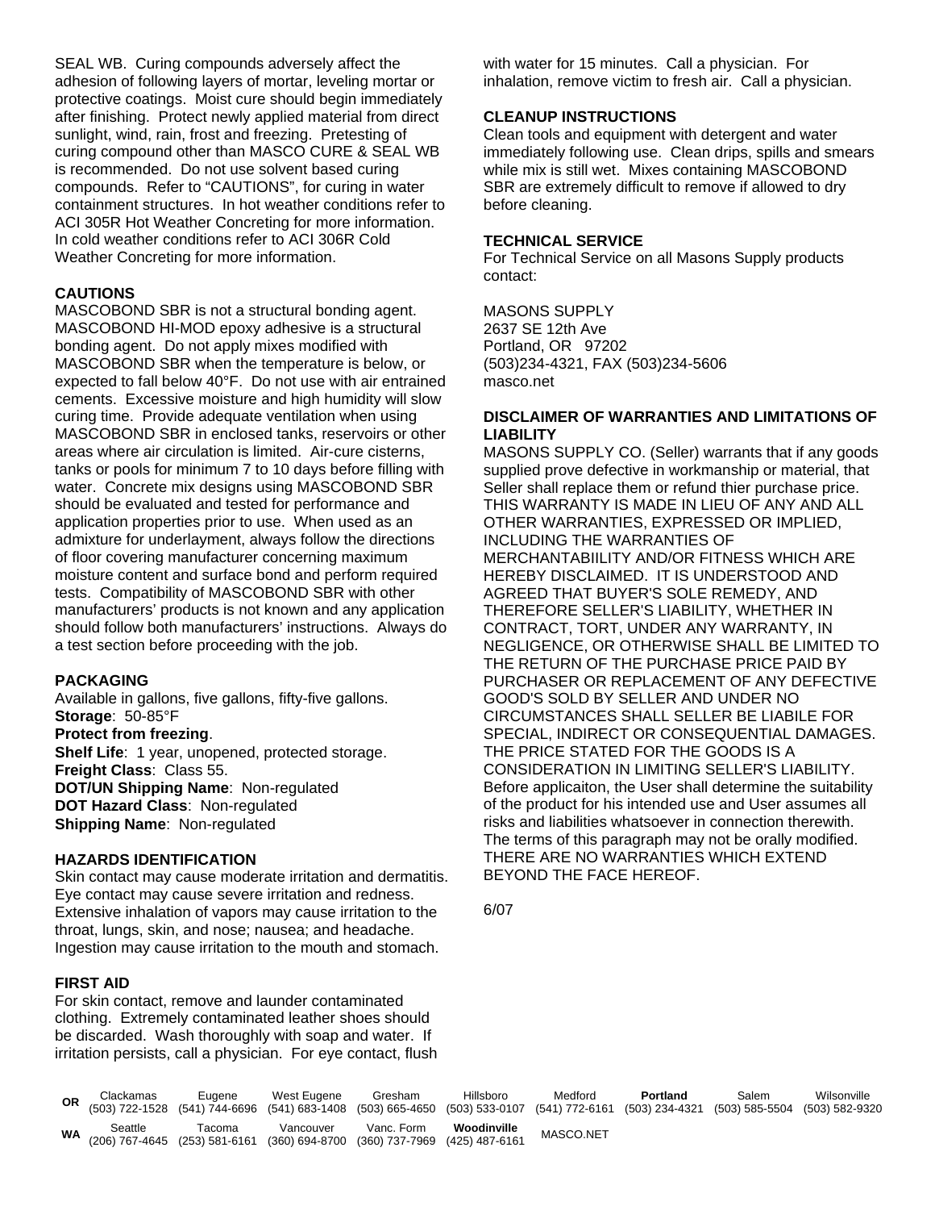SEAL WB. Curing compounds adversely affect the adhesion of following layers of mortar, leveling mortar or protective coatings. Moist cure should begin immediately after finishing. Protect newly applied material from direct sunlight, wind, rain, frost and freezing. Pretesting of curing compound other than MASCO CURE & SEAL WB is recommended. Do not use solvent based curing compounds. Refer to "CAUTIONS", for curing in water containment structures. In hot weather conditions refer to ACI 305R Hot Weather Concreting for more information. In cold weather conditions refer to ACI 306R Cold Weather Concreting for more information.

### CAUTIONS

MASCOBOND SBR is not a structural bonding agent. MASCOBOND HI-MOD epoxy adhesive is a structural bonding agent. Do not apply mixes modified with MASCOBOND SBR when the temperature is below, or expected to fall below 40°F. Do not use with air entrained cements. Excessive moisture and high humidity will slow curing time. Provide adequate ventilation when using MASCOBOND SBR in enclosed tanks, reservoirs or other areas where air circulation is limited. Air-cure cisterns, tanks or pools for minimum 7 to 10 days before filling with water. Concrete mix designs using MASCOBOND SBR should be evaluated and tested for performance and application properties prior to use. When used as an admixture for underlayment, always follow the directions of floor covering manufacturer concerning maximum moisture content and surface bond and perform required tests. Compatibility of MASCOBOND SBR with other manufacturers' products is not known and any application should follow both manufacturers' instructions. Always do a test section before proceeding with the job.

### PACKAGING

Available in gallons, five gallons, fifty-five gallons.
**Storage**: 50-85°F
**Protect from freezing**.
**Shelf Life**: 1 year, unopened, protected storage.
**Freight Class**: Class 55.
**DOT/UN Shipping Name**: Non-regulated
**DOT Hazard Class**: Non-regulated
**Shipping Name**: Non-regulated

### HAZARDS IDENTIFICATION

Skin contact may cause moderate irritation and dermatitis. Eye contact may cause severe irritation and redness. Extensive inhalation of vapors may cause irritation to the throat, lungs, skin, and nose; nausea; and headache. Ingestion may cause irritation to the mouth and stomach.

### FIRST AID

For skin contact, remove and launder contaminated clothing. Extremely contaminated leather shoes should be discarded. Wash thoroughly with soap and water. If irritation persists, call a physician. For eye contact, flush with water for 15 minutes. Call a physician. For inhalation, remove victim to fresh air. Call a physician.

### CLEANUP INSTRUCTIONS

Clean tools and equipment with detergent and water immediately following use. Clean drips, spills and smears while mix is still wet. Mixes containing MASCOBOND SBR are extremely difficult to remove if allowed to dry before cleaning.

### TECHNICAL SERVICE

For Technical Service on all Masons Supply products contact:

MASONS SUPPLY
2637 SE 12th Ave
Portland, OR 97202
(503)234-4321, FAX (503)234-5606
masco.net

### DISCLAIMER OF WARRANTIES AND LIMITATIONS OF LIABILITY

MASONS SUPPLY CO. (Seller) warrants that if any goods supplied prove defective in workmanship or material, that Seller shall replace them or refund thier purchase price. THIS WARRANTY IS MADE IN LIEU OF ANY AND ALL OTHER WARRANTIES, EXPRESSED OR IMPLIED, INCLUDING THE WARRANTIES OF MERCHANTABIILITY AND/OR FITNESS WHICH ARE HEREBY DISCLAIMED. IT IS UNDERSTOOD AND AGREED THAT BUYER'S SOLE REMEDY, AND THEREFORE SELLER'S LIABILITY, WHETHER IN CONTRACT, TORT, UNDER ANY WARRANTY, IN NEGLIGENCE, OR OTHERWISE SHALL BE LIMITED TO THE RETURN OF THE PURCHASE PRICE PAID BY PURCHASER OR REPLACEMENT OF ANY DEFECTIVE GOOD'S SOLD BY SELLER AND UNDER NO CIRCUMSTANCES SHALL SELLER BE LIABILE FOR SPECIAL, INDIRECT OR CONSEQUENTIAL DAMAGES. THE PRICE STATED FOR THE GOODS IS A CONSIDERATION IN LIMITING SELLER'S LIABILITY. Before applicaiton, the User shall determine the suitability of the product for his intended use and User assumes all risks and liabilities whatsoever in connection therewith. The terms of this paragraph may not be orally modified. THERE ARE NO WARRANTIES WHICH EXTEND BEYOND THE FACE HEREOF.

6/07

| | | | | | | | | | |
|---|---|---|---|---|---|---|---|---|---|
| **OR** | Clackamas (503) 722-1528 | Eugene (541) 744-6696 | West Eugene (541) 683-1408 | Gresham (503) 665-4650 | Hillsboro (503) 533-0107 | Medford (541) 772-6161 | **Portland** (503) 234-4321 | Salem (503) 585-5504 | Wilsonville (503) 582-9320 |
| **WA** | Seattle (206) 767-4645 | Tacoma (253) 581-6161 | Vancouver (360) 694-8700 | Vanc. Form (360) 737-7969 | **Woodinville** (425) 487-6161 | MASCO.NET | | | |